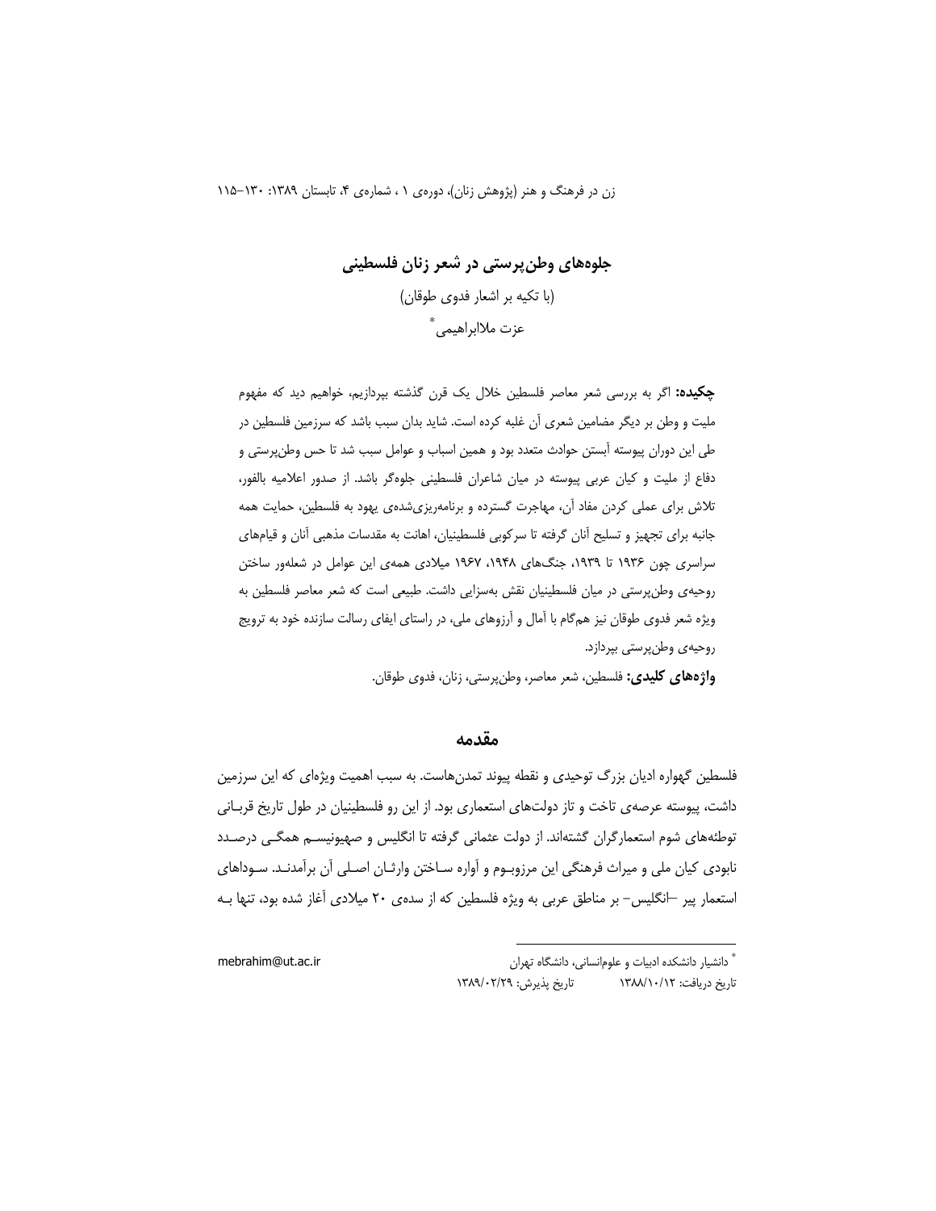# جلوه‌های وطن‌پرستی در شعر زنان فلسطینی

(با تکیه بر اشعار فدوی طوقان)

عزت ملاابراهیمی[*]

**چکیده:** اگر به بررسی شعر معاصر فلسطین خلال یک قرن گذشته بپردازیم، خواهیم دید که مفهوم ملیت و وطن بر دیگر مضامین شعری آن غلبه کرده است. شاید بدان سبب باشد که سرزمین فلسطین در طی این دوران پیوسته آبستن حوادث متعدد بود و همین اسباب و عوامل سبب شد تا حس وطن‌پرستی و دفاع از ملیت و کیان عربی پیوسته در میان شاعران فلسطینی جلوه‌گر باشد. از صدور اعلامیه بالفور، تلاش برای عملی کردن مفاد آن، مهاجرت گسترده و برنامه‌ریزی‌شده‌ی یهود به فلسطین، حمایت همه جانبه برای تجهیز و تسلیح آنان گرفته تا سرکوبی فلسطینیان، اهانت به مقدسات مذهبی آنان و قیام‌های سراسری چون ۱۹۳۶ تا ۱۹۳۹، جنگ‌های ۱۹۴۸، ۱۹۶۷ میلادی همه‌ی این عوامل در شعله‌ور ساختن روحیه‌ی وطن‌پرستی در میان فلسطینیان نقش به‌سزایی داشت. طبیعی است که شعر معاصر فلسطین به ویژه شعر فدوی طوقان نیز هم‌گام با آمال و آرزوهای ملی، در راستای ایفای رسالت سازنده خود به ترویج روحیه‌ی وطن‌پرستی بپردازد.

**واژه‌های کلیدی:** فلسطین، شعر معاصر، وطن‌پرستی، زنان، فدوی طوقان.

## مقدمه

فلسطین گهواره ادیان بزرگ توحیدی و نقطه پیوند تمدن‌هاست. به سبب اهمیت ویژه‌ای که این سرزمین داشت، پیوسته عرصه‌ی تاخت و تاز دولت‌های استعماری بود. از این رو فلسطینیان در طول تاریخ قربانی توطئه‌های شوم استعمارگران گشته‌اند. از دولت عثمانی گرفته تا انگلیس و صهیونیسم همگی درصدد نابودی کیان ملی و میراث فرهنگی این مرزوبوم و آواره ساختن وارثان اصلی آن برآمدند. سوداهای استعمار پیر –انگلیس– بر مناطق عربی به ویژه فلسطین که از سده‌ی ۲۰ میلادی آغاز شده بود، تنها به

---

[*] دانشیار دانشکده ادبیات و علوم‌انسانی، دانشگاه تهران mebrahim@ut.ac.ir

تاریخ دریافت: ۱۳۸۸/۱۰/۱۲ تاریخ پذیرش: ۱۳۸۹/۰۲/۲۹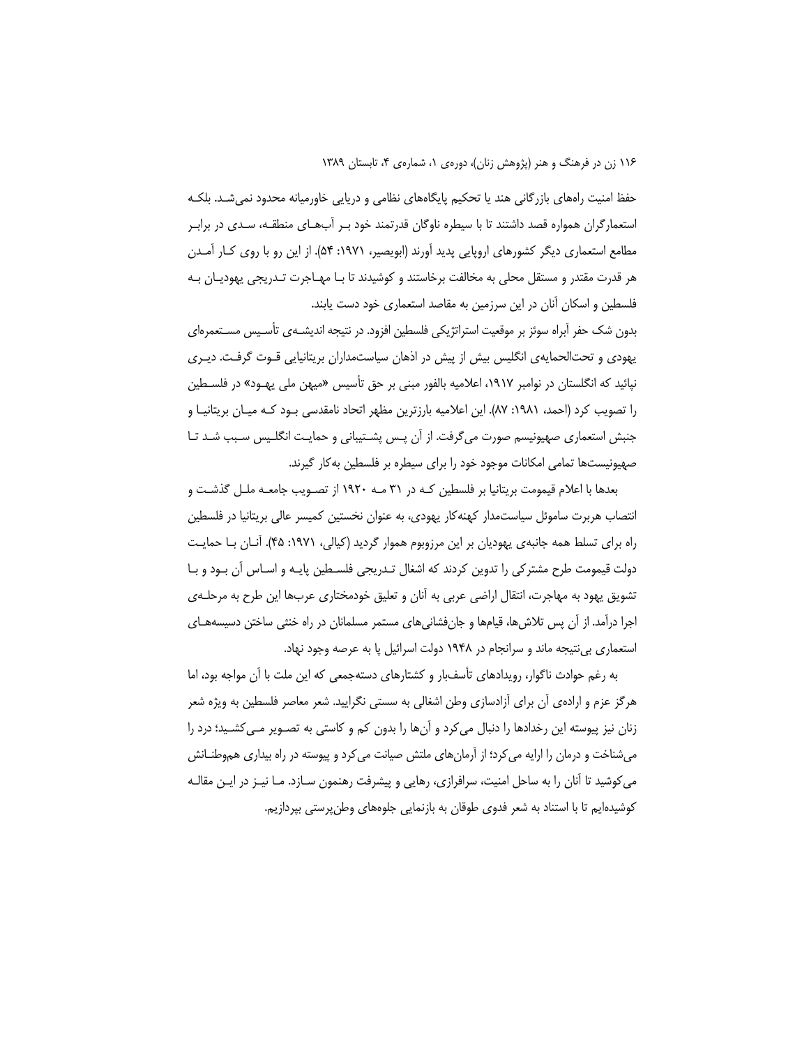حفظ امنیت راه‌های بازرگانی هند یا تحکیم پایگاه‌های نظامی و دریایی خاورمیانه محدود نمی‌شد. بلکه استعمارگران همواره قصد داشتند تا با سیطره ناوگان قدرتمند خود بر آب‌های منطقه، سدی در برابر مطامع استعماری دیگر کشورهای اروپایی پدید آورند (ابویصیر، ۱۹۷۱: ۵۴). از این رو با روی کار آمدن هر قدرت مقتدر و مستقل محلی به مخالفت برخاستند و کوشیدند تا با مهاجرت تدریجی یهودیان به فلسطین و اسکان آنان در این سرزمین به مقاصد استعماری خود دست یابند.

بدون شک حفر آبراه سوئز بر موقعیت استراتژیکی فلسطین افزود. در نتیجه اندیشه‌ی تأسیس مستعمره‌ای یهودی و تحت‌الحمایه‌ی انگلیس بیش از پیش در اذهان سیاستمداران بریتانیایی قوت گرفت. دیری نپائید که انگلستان در نوامبر ۱۹۱۷، اعلامیه بالفور مبنی بر حق تأسیس «میهن ملی یهود» در فلسطین را تصویب کرد (احمد، ۱۹۸۱: ۸۷). این اعلامیه بارزترین مظهر اتحاد نامقدسی بود که میان بریتانیا و جنبش استعماری صهیونیسم صورت می‌گرفت. از آن پس پشتیبانی و حمایت انگلیس سبب شد تا صهیونیست‌ها تمامی امکانات موجود خود را برای سیطره بر فلسطین به‌کار گیرند.

بعدها با اعلام قیمومت بریتانیا بر فلسطین که در ۳۱ مه ۱۹۲۰ از تصویب جامعه ملل گذشت و انتصاب هربرت ساموئل سیاستمدار کهنه‌کار یهودی، به عنوان نخستین کمیسر عالی بریتانیا در فلسطین راه برای تسلط همه جانبه‌ی یهودیان بر این مرزوبوم هموار گردید (کیالی، ۱۹۷۱: ۴۵). آنان با حمایت دولت قیمومت طرح مشترکی را تدوین کردند که اشغال تدریجی فلسطین پایه و اساس آن بود و با تشویق یهود به مهاجرت، انتقال اراضی عربی به آنان و تعلیق خودمختاری عرب‌ها این طرح به مرحله‌ی اجرا درآمد. از آن پس تلاش‌ها، قیام‌ها و جان‌فشانی‌های مستمر مسلمانان در راه خنثی ساختن دسیسه‌های استعماری بی‌نتیجه ماند و سرانجام در ۱۹۴۸ دولت اسرائیل پا به عرصه وجود نهاد.

به رغم حوادث ناگوار، رویدادهای تأسف‌بار و کشتارهای دسته‌جمعی که این ملت با آن مواجه بود، اما هرگز عزم و اراده‌ی آن برای آزادسازی وطن اشغالی به سستی نگرایید. شعر معاصر فلسطین به ویژه شعر زنان نیز پیوسته این رخدادها را دنبال می‌کرد و آن‌ها را بدون کم و کاستی به تصویر می‌کشید؛ درد را می‌شناخت و درمان را ارایه می‌کرد؛ از آرمان‌های ملتش صیانت می‌کرد و پیوسته در راه بیداری هم‌وطنانش می‌کوشید تا آنان را به ساحل امنیت، سرافرازی، رهایی و پیشرفت رهنمون سازد. ما نیز در این مقاله کوشیده‌ایم تا با استناد به شعر فدوی طوقان به بازنمایی جلوه‌های وطن‌پرستی بپردازیم.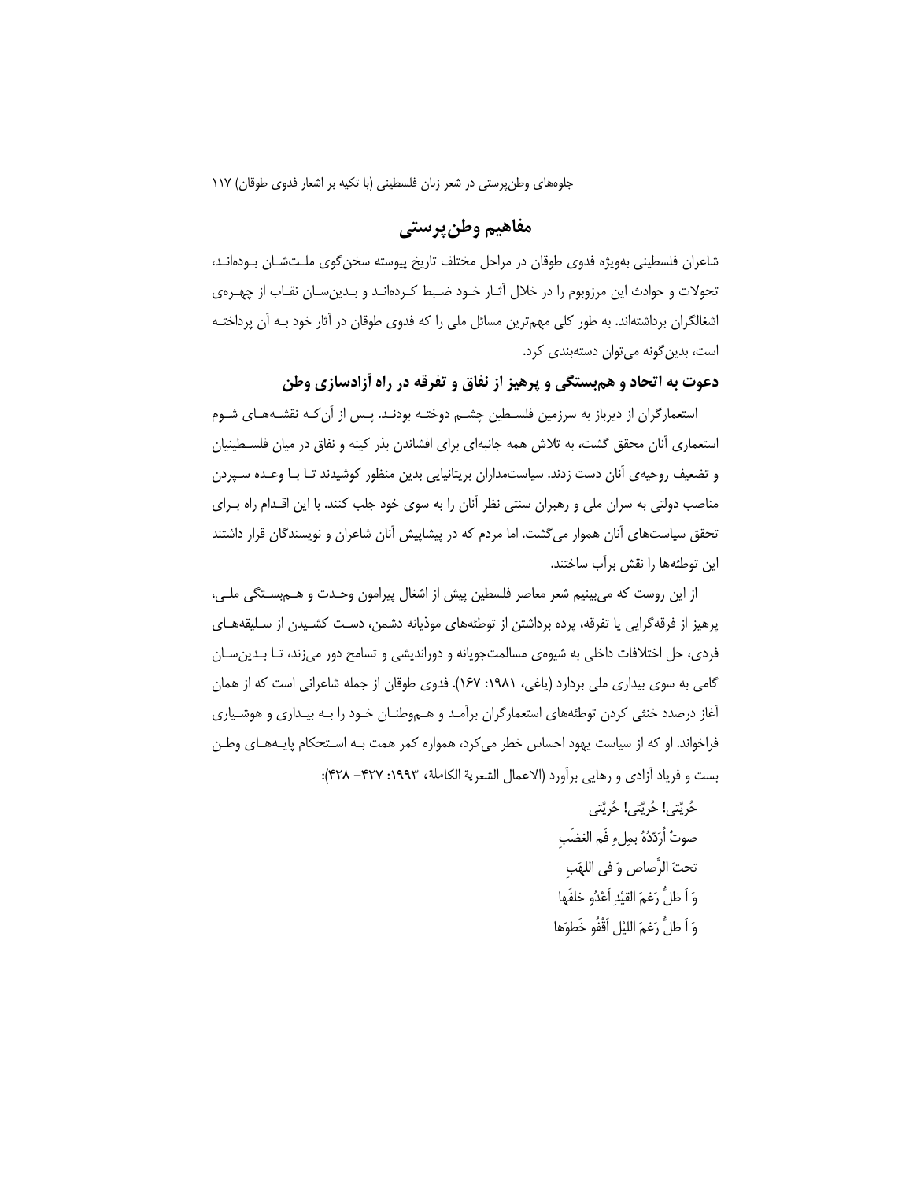## مفاهیم وطن‌پرستی

شاعران فلسطینی به‌ویژه فدوی طوقان در مراحل مختلف تاریخ پیوسته سخن‌گوی ملت‌شان بوده‌اند، تحولات و حوادث این مرزوبوم را در خلال آثار خود ضبط کرده‌اند و بدین‌سان نقاب از چهره‌ی اشغالگران برداشته‌اند. به طور کلی مهم‌ترین مسائل ملی را که فدوی طوقان در آثار خود به آن پرداخته است، بدین‌گونه می‌توان دسته‌بندی کرد.

### دعوت به اتحاد و هم‌بستگی و پرهیز از نفاق و تفرقه در راه آزادسازی وطن

استعمارگران از دیرباز به سرزمین فلسطین چشم دوخته بودند. پس از آن‌که نقشه‌های شوم استعماری آنان محقق گشت، به تلاش همه جانبه‌ای برای افشاندن بذر کینه و نفاق در میان فلسطینیان و تضعیف روحیه‌ی آنان دست زدند. سیاستمداران بریتانیایی بدین منظور کوشیدند تا با وعده سپردن مناصب دولتی به سران ملی و رهبران سنتی نظر آنان را به سوی خود جلب کنند. با این اقدام راه برای تحقق سیاست‌های آنان هموار می‌گشت. اما مردم که در پیشاپیش آنان شاعران و نویسندگان قرار داشتند این توطئه‌ها را نقش برآب ساختند.

از این روست که می‌بینیم شعر معاصر فلسطین پیش از اشغال پیرامون وحدت و هم‌بستگی ملی، پرهیز از فرقه‌گرایی یا تفرقه، پرده برداشتن از توطئه‌های موذیانه دشمن، دست کشیدن از سلیقه‌های فردی، حل اختلافات داخلی به شیوه‌ی مسالمت‌جویانه و دوراندیشی و تسامح دور می‌زند، تا بدین‌سان گامی به سوی بیداری ملی بردارد (یاغی، ۱۹۸۱: ۱۶۷). فدوی طوقان از جمله شاعرانی است که از همان آغاز درصدد خنثی کردن توطئه‌های استعمارگران برآمد و هم‌وطنان خود را به بیداری و هوشیاری فراخواند. او که از سیاست یهود احساس خطر می‌کرد، همواره کمر همت به استحکام پایه‌های وطن بست و فریاد آزادی و رهایی برآورد (الاعمال الشعریة الکاملة، ۱۹۹۳: ۴۲۷– ۴۲۸):

حُرِیَّتی! حُرِیَّتی! حُرِیَّتی
صوتٌ أُرَدِّدُهُ بمِلءِ فَم الغضَبِ
تحتَ الرَّصاص وَ فی اللهَبِ
وَ اَ ظلُّ رَغمَ القیْدِ اَعْدُو خلفَها
وَ اَ ظلُّ رَغمَ اللیْل اَقْفُو خَطوَها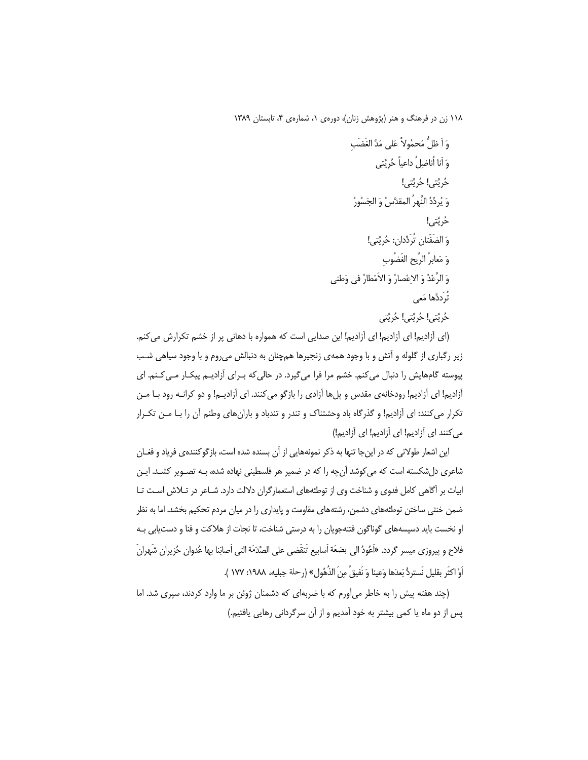وَ اَ ظلُّ مَحمُولاً عَلی مَدِّ الغَضَبِ

وَ اَنا اُناضِلُ داعیاً حُرِیَّتی

حُرِیَّتی! حُرِیَّتی!

وَ یُردِّدُ النَّهرُ المقدَّسُ وَ الجَسُورُ

حُرِیَّتی!

وَ الضَفَّتان تُرَدِّدان: حُرِیَّتی!

وَ مَعابرُ الرِّیح الغَضُوبِ

وَ الرَّعْدُ وَ الاِعْصارُ وَ الاَمّطارُ فی وَطَنی

تُرَدِدِّها مَعی

حُرِیَّتی! حُرِیَّتی! حُرِیَّتی

(ای آزادیم! ای آزادیم! ای آزادیم! این صدایی است که همواره با دهانی پر از خشم تکرارش می‌کنم. زیر رگباری از گلوله و آتش و با وجود همه‌ی زنجیرها همچنان به دنبالش می‌روم و با وجود سیاهی شب پیوسته گام‌هایش را دنبال می‌کنم. خشم مرا فرا می‌گیرد. در حالی‌که برای آزادیم پیکار می‌کنم. ای آزادیم! ای آزادیم! رودخانه‌ی مقدس و پل‌ها آزادی را بازگو می‌کنند. ای آزادیم! و دو کرانه رود با من تکرار می‌کنند: ای آزادیم! و گذرگاه باد وحشتناک و تندر و تندباد و باران‌های وطنم آن را با من تکرار می‌کنند ای آزادیم! ای آزادیم! ای آزادیم!)

این اشعار طولانی که در این‌جا تنها به ذکر نمونه‌هایی از آن بسنده شده است، بازگوکننده‌ی فریاد و فغان شاعری دل‌شکسته است که می‌کوشد آن‌چه را که در ضمیر هر فلسطینی نهاده شده، به تصویر کشد. این ابیات بر آگاهی کامل فدوی و شناخت وی از توطئه‌های استعمارگران دلالت دارد. شاعر در تلاش است تا ضمن خنثی ساختن توطئه‌های دشمن، رشته‌های مقاومت و پایداری را در میان مردم تحکیم بخشد. اما به نظر او نخست باید دسیسه‌های گوناگون فتنه‌جویان را به درستی شناخت، تا نجات از هلاکت و فنا و دست‌یابی به فلاح و پیروزی میسر گردد. «اَعُودُ الی بضعَة اَسابیع تَنقَضی علی الصَّدَمَة التی اَصابَنا بها عُدوان حُزیران شَهرانَ اَوْ اکثَر بقلیل نَستردُّ بَعدَها وَعینا وَ نَفیقُ مِنَ الذُهُول» (رحلة جبلیه، ۱۹۸۸: ۱۷۷ ).

(چند هفته پیش را به خاطر می‌آورم که با ضربه‌ای که دشمنان ژوئن بر ما وارد کردند، سپری شد. اما پس از دو ماه یا کمی بیشتر به خود آمدیم و از آن سرگردانی رهایی یافتیم.)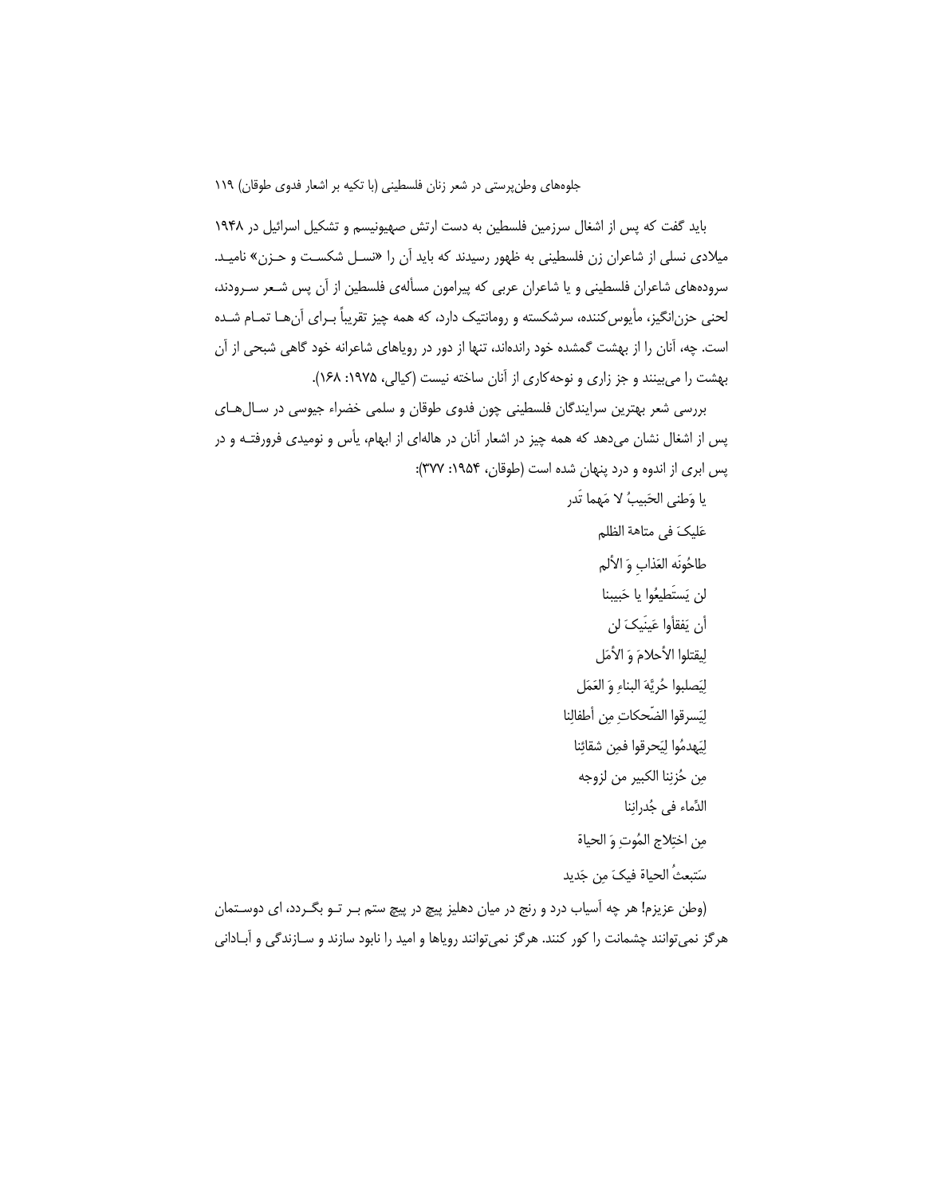باید گفت که پس از اشغال سرزمین فلسطین به دست ارتش صهیونیسم و تشکیل اسرائیل در ۱۹۴۸ میلادی نسلی از شاعران زن فلسطینی به ظهور رسیدند که باید آن را «نسل شکست و حزن» نامید. سروده‌های شاعران فلسطینی و یا شاعران عربی که پیرامون مسأله‌ی فلسطین از آن پس شعر سرودند، لحنی حزن‌انگیز، مأیوس‌کننده، سرشکسته و رومانتیک دارد، که همه چیز تقریباً برای آن‌ها تمام شده است. چه، آنان را از بهشت گمشده خود رانده‌اند، تنها از دور در رویاهای شاعرانه خود گاهی شبحی از آن بهشت را می‌بینند و جز زاری و نوحه‌کاری از آنان ساخته نیست (کیالی، ۱۹۷۵: ۱۶۸).

بررسی شعر بهترین سرایندگان فلسطینی چون فدوی طوقان و سلمی خضراء جیوسی در سال‌های پس از اشغال نشان می‌دهد که همه چیز در اشعار آنان در هاله‌ای از ابهام، یأس و نومیدی فرورفته و در پس ابری از اندوه و درد پنهان شده است (طوقان، ۱۹۵۴: ۳۷۷):

يا وَطنى الحَبيبُ لا مَهما تَدر
عَليكَ فى متاهة الظلم
طاحُونَه العَذابِ وَ الألم
لن يَستَطيعُوا يا حَبيبنا
أن يَفقأوا عَينَيكَ لن
لِيقتلوا الأحلامَ وَ الأمَل
لِيَصلبوا حُرِيَّةَ البناءِ وَ العَمَل
لِيَسرقوا الضّحكاتِ مِن أطفالِنا
لِيَهدمُوا لِيَحرقوا فمِن شقائِنا
مِن حُزنِنا الكبير من لزوجه
الدِّماء فى جُدرانِنا
مِن اختِلاج المُوتِ وَ الحياة
سَتبعثُ الحياة فيكَ مِن جَديد

(وطن عزیزم! هر چه آسیاب درد و رنج در میان دهلیز پیچ در پیچ ستم بر تو بگردد، ای دوستمان هرگز نمی‌توانند چشمانت را کور کنند. هرگز نمی‌توانند رویاها و امید را نابود سازند و سازندگی و آبادانی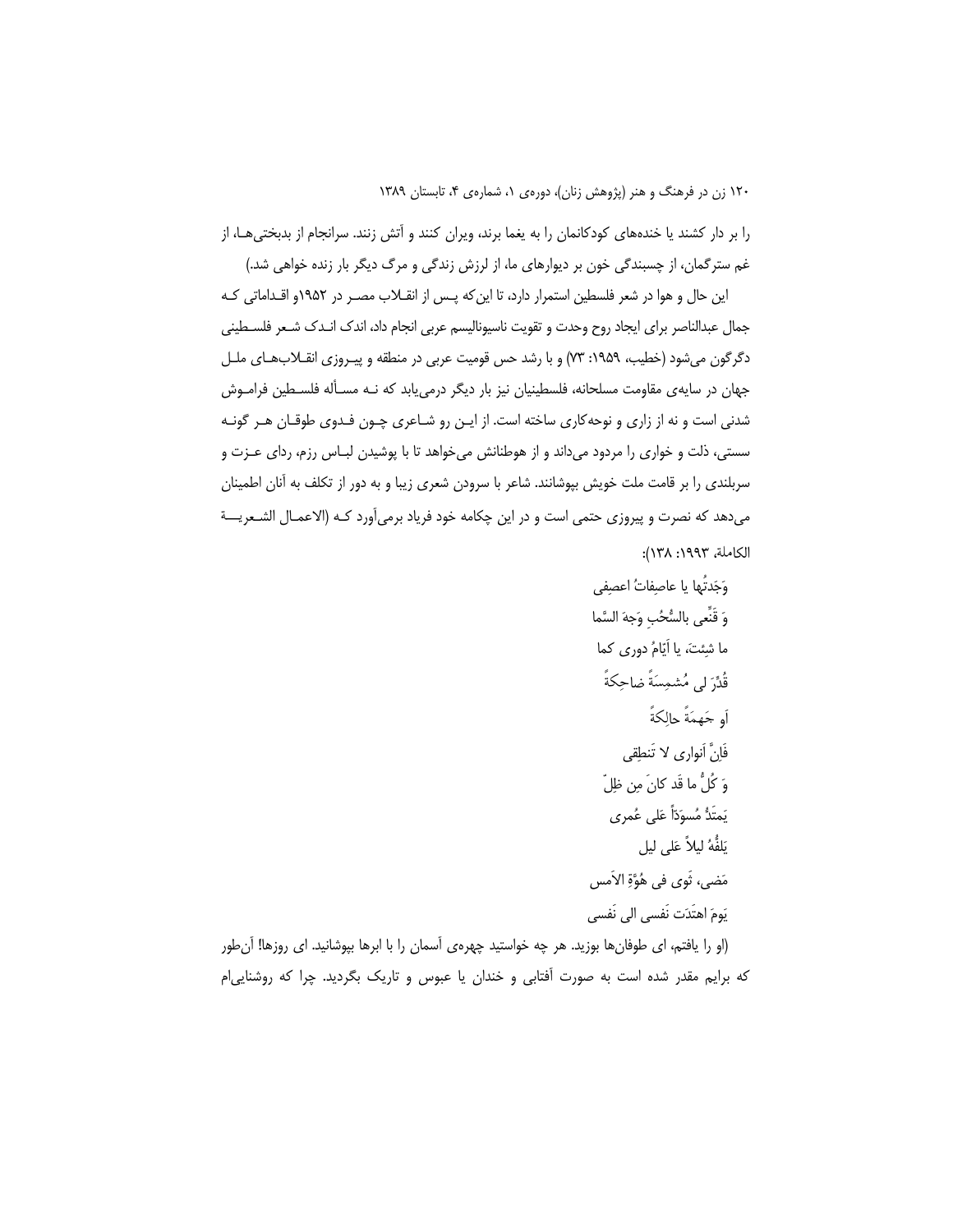را بر دار کشند یا خنده‌های کودکانمان را به یغما برند، ویران کنند و آتش زنند. سرانجام از بدبختی‌ها، از غم سترگمان، از چسبندگی خون بر دیوارهای ما، از لرزش زندگی و مرگ دیگر بار زنده خواهی شد.)

این حال و هوا در شعر فلسطین استمرار دارد، تا این‌که پس از انقلاب مصر در ۱۹۵۲و اقداماتی که جمال عبدالناصر برای ایجاد روح وحدت و تقویت ناسیونالیسم عربی انجام داد، اندک اندک شعر فلسطینی دگرگون می‌شود (خطیب، ۱۹۵۹: ۷۳) و با رشد حس قومیت عربی در منطقه و پیروزی انقلاب‌های ملل جهان در سایه‌ی مقاومت مسلحانه، فلسطینیان نیز بار دیگر درمی‌یابد که نه مسأله فلسطین فراموش شدنی است و نه از زاری و نوحه‌کاری ساخته است. از این رو شاعری چون فدوی طوقان هر گونه سستی، ذلت و خواری را مردود می‌داند و از هوطنانش می‌خواهد تا با پوشیدن لباس رزم، ردای عزت و سربلندی را بر قامت ملت خویش بپوشانند. شاعر با سرودن شعری زیبا و به دور از تکلف به آنان اطمینان می‌دهد که نصرت و پیروزی حتمی است و در این چکامه خود فریاد برمی‌آورد که (الاعمال الشعریة الکاملة، ۱۹۹۳: ۱۳۸):

وَجَدتُها یا عاصِفاتُ اعصِفی
وَ قَنِّعی بالسُّحُبِ وَجهَ السَّما
ما شِئتَ، یا أیّامُ دوری کما
قُدِّرَ لی مُشمِسَةً ضاحِکَةً
اَو جَهِمَةً حالِکَةً
فَإنَّ أنواری لا تَنطِفی
وَ کُلُّ ما قَد کانَ مِن ظِلٍّ
یَمتَدُّ مُسوَدّاً عَلی عُمری
یَلِفُّهُ لیلاً عَلی لیل
مَضی، ثَوی فی هُوَّةِ الاَمس
یَومَ اهتَدَت نَفسی الی نَفسی

(او را یافتم، ای طوفان‌ها بوزید. هر چه خواستید چهره‌ی آسمان را با ابرها بپوشانید. ای روزها! آن‌طور که برایم مقدر شده است به صورت آفتابی و خندان یا عبوس و تاریک بگردید. چرا که روشنایی‌ام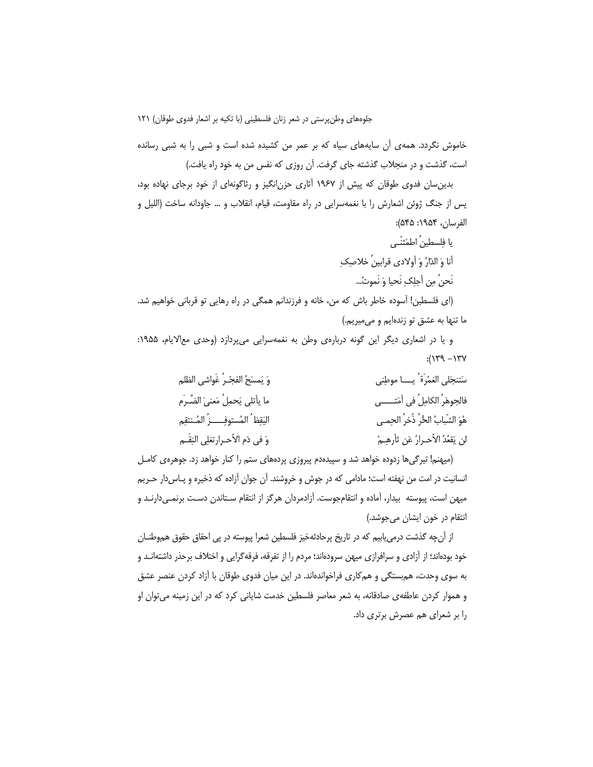خاموش نگردد. همه‌ی آن سایه‌های سیاه که بر عمر من کشیده شده است و شبی را به شبی رسانده است، گذشت و در منجلاب گذشته جای گرفت. آن روزی که نفس من به خود راه یافت.)

بدین‌سان فدوی طوقان که پیش از ۱۹۶۷ آثاری حزن‌انگیز و رثاگونه‌ای از خود برجای نهاده بود، پس از جنگ ژوئن اشعارش را با نغمه‌سرایی در راه مقاومت، قیام، انقلاب و ... جاودانه ساخت (اللیل و الفرسان، ۱۹۵۴: ۵۴۵):

يا فِلسطينُ اطمَئِنّــی

أنا وَ الدّارُ وَ أولادی قرابینُ خلاصِکِ

نَحنُ مِن أجلِکِ نَحیا وَ نَموتُ...

(ای فلسطین! آسوده خاطر باش که من، خانه و فرزندانم همگی در راه رهایی تو قربانی خواهیم شد. ما تنها به عشق تو زنده‌ایم و می‌میریم.)

و یا در اشعاری دیگر این گونه درباره‌ی وطن به نغمه‌سرایی می‌پردازد (وحدی معالایام، ۱۹۵۵: ۱۳۷- ۱۳۹):

سَتنجَلی الغمْرَةُ یـــا موطِنی وَ یَمسَحُ الفجْـرُ غَواشی الظلم

فالجوهَرُ الکامِلُ فی أمَتــــی ما یأتلی یَحمِلُ مَعنیَ الضَّـرَم

هُوَ الشّبابُ الحُرُ ذُخرُ الحِمـی الیَقِظ ُ المُستوفِـــزُ المُـنتقِم

لن یَقعُدُ الأحـرارُ عَن ثأرهِـمْ وَ فی دَم الأحـرارتغلِی النِقَـم

(میهنم! تیرگی‌ها زدوده خواهد شد و سپیده‌دم پیروزی پرده‌های ستم را کنار خواهد زد. جوهره‌ی کامـل انسانیت در امت من نهفته است؛ مادامی که در جوش و خروشند. آن جوان آزاده که ذخیره و پـاس‌دار حـریم میهن است، پیوسته بیدار، آماده و انتقام‌جوست. آزادمردان هرگز از انتقام سـتاندن دسـت برنمـی‌دارنـد و انتقام در خون ایشان می‌جوشد.)

از آن‌چه گذشت درمی‌یابیم که در تاریخ پرحادثه‌خیز فلسطین شعرا پیوسته در پی احقاق حقوق هم‌وطنـان خود بوده‌اند؛ از آزادی و سرافرازی میهن سروده‌اند؛ مردم را از تفرقه، فرقه‌گرایی و اختلاف برحذر داشته‌انـد و به سوی وحدت، هم‌بستگی و هم‌کاری فراخوانده‌اند. در این میان فدوی طوقان با آزاد کردن عنصر عشق و هموار کردن عاطفه‌ی صادقانه، به شعر معاصر فلسطین خدمت شایانی کرد که در این زمینه می‌توان او را بر شعرای هم عصرش برتری داد.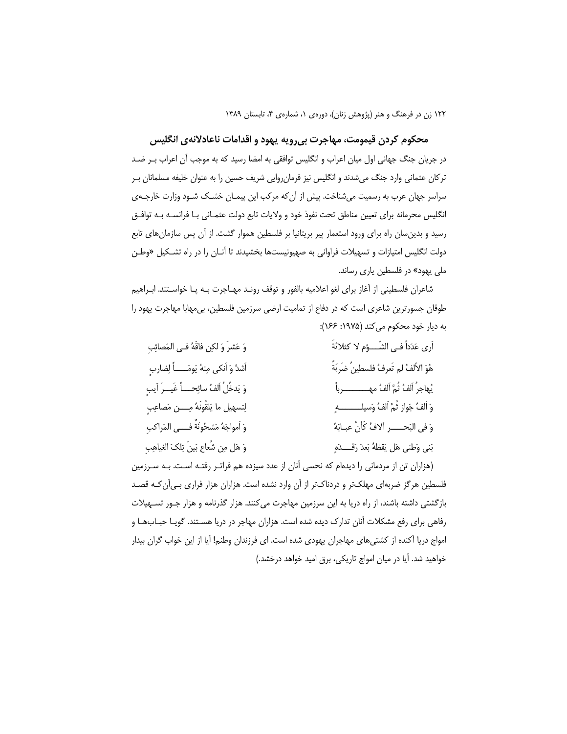## محکوم کردن قیمومت، مهاجرت بی‌رویه یهود و اقدامات ناعادلانه‌ی انگلیس

در جریان جنگ جهانی اول میان اعراب و انگلیس توافقی به امضا رسید که به موجب آن اعراب بـر ضـد ترکان عثمانی وارد جنگ می‌شدند و انگلیس نیز فرمان‌روایی شریف حسین را به عنوان خلیفه مسلمانان بـر سراسر جهان عرب به رسمیت می‌شناخت. پیش از آن‌که مرکب این پیمـان خشـک شـود وزارت خارجـه‌ی انگلیس محرمانه برای تعیین مناطق تحت نفوذ خود و ولایات تابع دولت عثمـانی بـا فرانسـه بـه توافـق رسید و بدین‌سان راه برای ورود استعمار پیر بریتانیا بر فلسطین هموار گشت. از آن پس سازمان‌های تابع دولت انگلیس امتیازات و تسهیلات فراوانی به صهیونیست‌ها بخشیدند تا آنـان را در راه تشـکیل «وطـن ملی یهود» در فلسطین یاری رساند.

شاعران فلسطینی از آغاز برای لغو اعلامیه بالفور و توقف رونـد مهـاجرت بـه پـا خواسـتند. ابـراهیم طوقان جسورترین شاعری است که در دفاع از تمامیت ارضی سرزمین فلسطین، بی‌مهابا مهاجرت یهود را به دیار خود محکوم می‌کند (۱۹۷۵: ۱۶۶):

أَرى عَدَداً فـی الشّـؤم لا کثلاثَةَ ... وَ عَشرَ وَ لکِن فاقَةُ فـی المَصائِبِ

هُوَ الألفُ لم تَعرفُ فلسطینُ ضَرَبَةً ... أَشدَّ وَ أَنکی مِنهُ یَومَـاً لِضاربٍ

یُهاجرُ أَلفُ ثُمَّ أَلفُ مهـربـاً ... وَ یَدخُلُ أَلفُ سائِحـاً غَیـرَ آیبٍ

وَ أَلفُ جَواز ثُمَّ أَلفُ وَسیلـهٍ ... لِتسهیل ما یَلقُونَهُ مِـن مَصاعِبٍ

وَ فی البَحـر آلافُ کَأَنَّ عبـابَهُ ... وَ أَمواجَهُ مَشحُونَةٌ فـی المَراکبِ

بَنی وَطنی هَل یَقظَةُ بَعدَ رَقـدَهٍ ... وَ هَل مِن شُعاعٍ بَینَ تِلکَ الغیاهِبِ

(هزاران تن از مردمانی را دیده‌ام که نحسی آنان از عدد سیزده هم فراتـر رفتـه اسـت. بـه سـرزمین فلسطین هرگز ضربه‌ای مهلک‌تر و دردناک‌تر از آن وارد نشده است. هزاران هزار فراری بـی‌آن‌کـه قصـد بازگشتی داشته باشند، از راه دریا به این سرزمین مهاجرت می‌کنند. هزار گذرنامه و هزار جـور تسـهیلات رفاهی برای رفع مشکلات آنان تدارک دیده شده است. هزاران مهاجر در دریا هسـتند. گویـا حبـاب‌هـا و امواج دریا آکنده از کشتی‌های مهاجران یهودی شده است. ای فرزندان وطنم! آیا از این خواب گران بیدار خواهید شد. آیا در میان امواج تاریکی، برق امید خواهد درخشد.)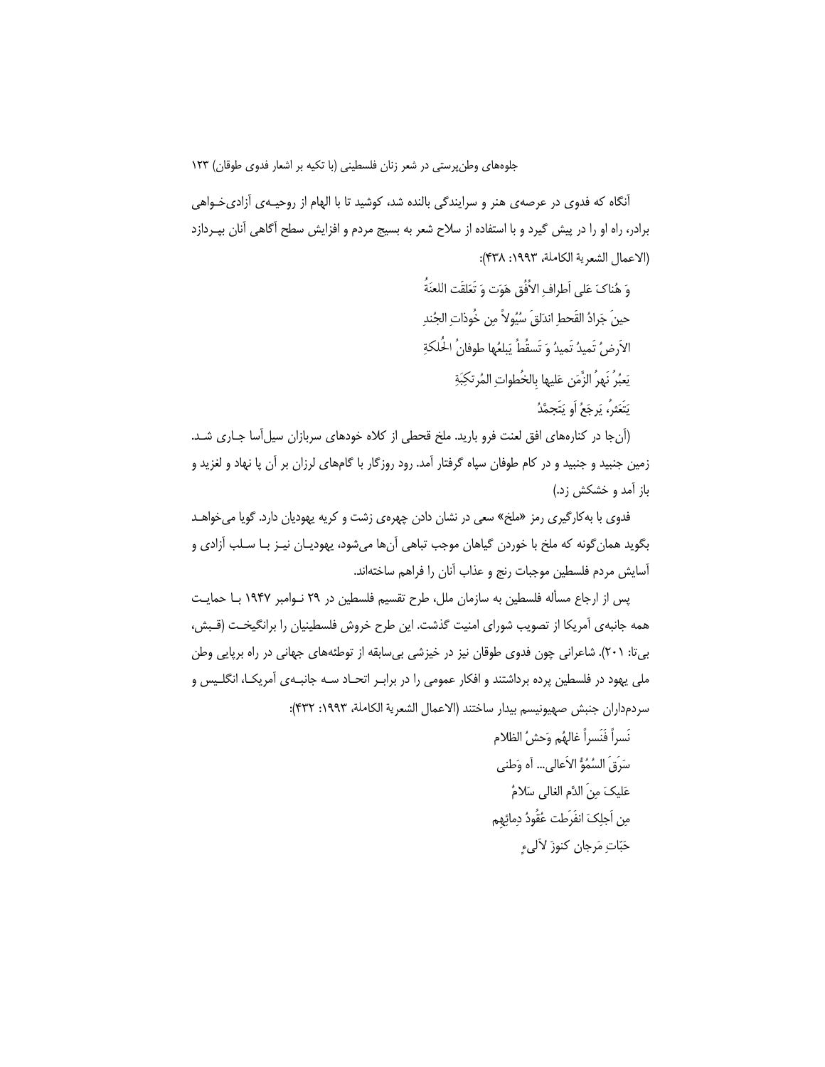آنگاه که فدوی در عرصه‌ی هنر و سرایندگی بالنده شد، کوشید تا با الهام از روحیـه‌ی آزادی‌خـواهی برادر، راه او را در پیش گیرد و با استفاده از سلاح شعر به بسیج مردم و افزایش سطح آگاهی آنان بپـردازد (الاعمال الشعریة الکاملة، ۱۹۹۳: ۴۳۸):

وَ هُناکَ عَلی اَطرافِ الاُفُقِ هَوَت وَ تَعَلقَت اللعنَةُ
حینَ جَرادُ القَحطِ اندَلقَ سُیُولاً مِن خُوذاتِ الجُندِ
الاَرضُ تَمیدُ تَمیدُ وَ تَسقُطُ یَبلعُها طوفانُ الحُلکةِ
یَعبُرُ نَهرُ الزَّمَن عَلیها بِالخُطواتِ المُرتکِبَةِ
یَتَعَثرُ، یَرجَعُ اَو یَتَجمَّدُ

(آن‌جا در کناره‌های افق لعنت فرو بارید. ملخ قحطی از کلاه خودهای سربازان سیل‌آسا جـاری شـد. زمین جنبید و جنبید و در کام طوفان سیاه گرفتار آمد. رود روزگار با گام‌های لرزان بر آن پا نهاد و لغزید و باز آمد و خشکش زد.)

فدوی با به‌کارگیری رمز «ملخ» سعی در نشان دادن چهره‌ی زشت و کریه یهودیان دارد. گویا می‌خواهـد بگوید همان‌گونه که ملخ با خوردن گیاهان موجب تباهی آن‌ها می‌شود، یهودیـان نیـز بـا سـلب آزادی و آسایش مردم فلسطین موجبات رنج و عذاب آنان را فراهم ساخته‌اند.

پس از ارجاع مسأله فلسطین به سازمان ملل، طرح تقسیم فلسطین در ۲۹ نـوامبر ۱۹۴۷ بـا حمایـت همه جانبه‌ی آمریکا از تصویب شورای امنیت گذشت. این طرح خروش فلسطینیان را برانگیخـت (قـبش، بی‌تا: ۲۰۱). شاعرانی چون فدوی طوقان نیز در خیزشی بی‌سابقه از توطئه‌های جهانی در راه برپایی وطن ملی یهود در فلسطین پرده برداشتند و افکار عمومی را در برابـر اتحـاد سـه جانبـه‌ی آمریکـا، انگلـیس و سردمداران جنبش صهیونیسم بیدار ساختند (الاعمال الشعریة الکاملة، ۱۹۹۳: ۴۳۲):

نَسراً فَنَسراً غالهُم وَحشُ الظلام
سَرَقَ السُمُوُّ الاَعالی... آه وَطنی
عَلیکَ مِنَ الدَّم الغالی سَلامُ
مِن اَجلِکَ انفَرَطت عُقُودُ دِمائِهِم
حَبّاتِ مَرجان کنوزَ لآلیءٍ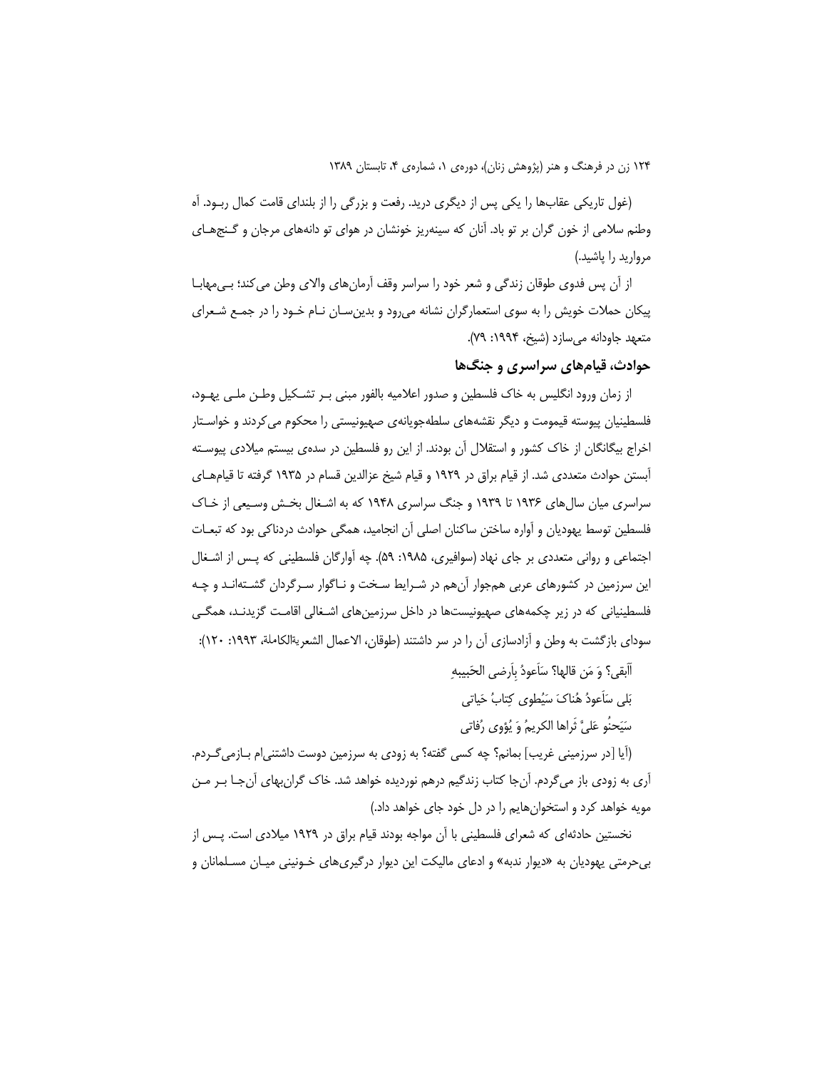(غول تاریکی عقاب‌ها را یکی پس از دیگری درید. رفعت و بزرگی را از بلندای قامت کمال ربـود. آه وطنم سلامی از خون گران بر تو باد. آنان که سینه‌ریز خونشان در هوای تو دانه‌های مرجان و گـنج‌هـای مروارید را پاشید.)

از آن پس فدوی طوقان زندگی و شعر خود را سراسر وقف آرمان‌های والای وطن می‌کند؛ بـی‌مهابـا پیکان حملات خویش را به سوی استعمارگران نشانه می‌رود و بدین‌سـان نـام خـود را در جمـع شـعرای متعهد جاودانه می‌سازد (شیخ، ۱۹۹۴: ۷۹).

## حوادث، قیام‌های سراسری و جنگ‌ها

از زمان ورود انگلیس به خاک فلسطین و صدور اعلامیه بالفور مبنی بـر تشـکیل وطـن ملـی یهـود، فلسطینیان پیوسته قیمومت و دیگر نقشه‌های سلطه‌جویانه‌ی صهیونیستی را محکوم می‌کردند و خواسـتار اخراج بیگانگان از خاک کشور و استقلال آن بودند. از این رو فلسطین در سده‌ی بیستم میلادی پیوسـته آبستن حوادث متعددی شد. از قیام براق در ۱۹۲۹ و قیام شیخ عزالدین قسام در ۱۹۳۵ گرفته تا قیام‌هـای سراسری میان سال‌های ۱۹۳۶ تا ۱۹۳۹ و جنگ سراسری ۱۹۴۸ که به اشـغال بخـش وسـیعی از خـاک فلسطین توسط یهودیان و آواره ساختن ساکنان اصلی آن انجامید، همگی حوادث دردناکی بود که تبعـات اجتماعی و روانی متعددی بر جای نهاد (سوافیری، ۱۹۸۵: ۵۹). چه آوارگان فلسطینی که پـس از اشـغال این سرزمین در کشورهای عربی هم‌جوار آن‌هم در شـرایط سـخت و نـاگوار سـرگردان گشـته‌انـد و چـه فلسطینیانی که در زیر چکمه‌های صهیونیست‌ها در داخل سرزمین‌های اشـغالی اقامـت گزیدنـد، همگـی سودای بازگشت به وطن و آزادسازی آن را در سر داشتند (طوقان، الاعمال الشعریةالکاملة، ۱۹۹۳: ۱۲۰):

أَأَبقی؟ وَ مَن قالها؟ سَأَعودُ بِأَرضی الحَبیبهِ

بَلی سَأَعودُ هُناکَ سَیُطوی کِتابُ حَیاتی

سَیَحنُو عَلیَّ ثَراها الکریمُ وَ یُؤوی رُفاتی

(آیا [در سرزمینی غریب] بمانم؟ چه کسی گفته؟ به زودی به سرزمین دوست داشتنی‌ام بـازمی‌گـردم. آری به زودی باز می‌گردم. آن‌جا کتاب زندگیم درهم نوردیده خواهد شد. خاک گران‌بهای آن‌جـا بـر مـن مویه خواهد کرد و استخوان‌هایم را در دل خود جای خواهد داد.)

نخستین حادثه‌ای که شعرای فلسطینی با آن مواجه بودند قیام براق در ۱۹۲۹ میلادی است. پـس از بی‌حرمتی یهودیان به «دیوار ندبه» و ادعای مالیکت این دیوار درگیری‌های خـونینی میـان مسـلمانان و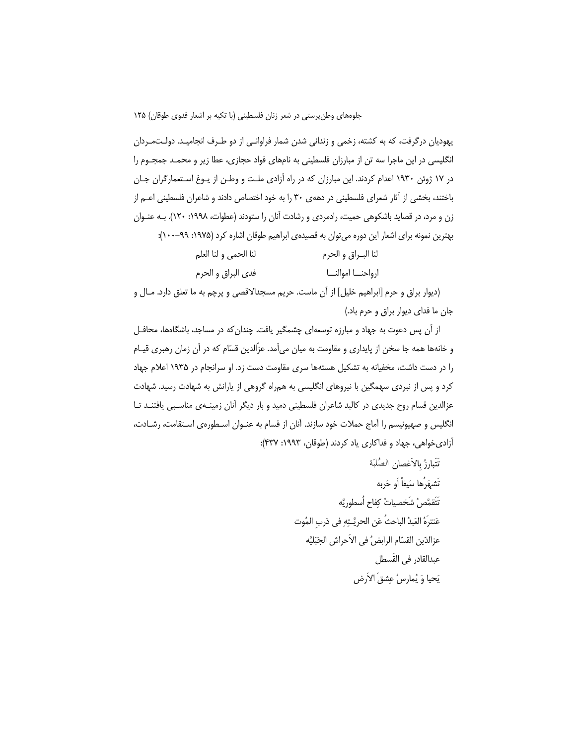یهودیان درگرفت، که به کشته، زخمی و زندانی شدن شمار فراوانی از دو طرف انجامید. دولت‌مردان انگلیسی در این ماجرا سه تن از مبارزان فلسطینی به نام‌های فواد حجازی، عطا زیر و محمد جمجوم را در ۱۷ ژوئن ۱۹۳۰ اعدام کردند. این مبارزان که در راه آزادی ملت و وطن از یوغ استعمارگران جان باختند، بخشی از آثار شعرای فلسطینی در دهه‌ی ۳۰ را به خود اختصاص دادند و شاعران فلسطینی اعم از زن و مرد، در قصاید باشکوهی حمیت، رادمردی و رشادت آنان را ستودند (عطوات، ۱۹۹۸: ۱۲۰). به عنوان بهترین نمونه برای اشعار این دوره می‌توان به قصیده‌ی ابراهیم طوقان اشاره کرد (۱۹۷۵: ۹۹–۱۰۰):

لنا البـراق و الحرم &nbsp;&nbsp;&nbsp;&nbsp;&nbsp;&nbsp;&nbsp;&nbsp; لنا الحمی و لنا العلم

ارواحنـــا اموالنـــا &nbsp;&nbsp;&nbsp;&nbsp;&nbsp;&nbsp;&nbsp;&nbsp; فدی البراق و الحرم

(دیوار براق و حرم [ابراهیم خلیل] از آن ماست. حریم مسجدالاقصی و پرچم به ما تعلق دارد. مال و جان ما فدای دیوار براق و حرم باد.)

از آن پس دعوت به جهاد و مبارزه توسعه‌ای چشمگیر یافت. چندان‌که در مساجد، باشگاه‌ها، محافل و خانه‌ها همه جا سخن از پایداری و مقاومت به میان می‌آمد. عزّالدین قسّام که در آن زمان رهبری قیام را در دست داشت، مخفیانه به تشکیل هسته‌ها سری مقاومت دست زد. او سرانجام در ۱۹۳۵ اعلام جهاد کرد و پس از نبردی سهمگین با نیروهای انگلیسی به همراه گروهی از یارانش به شهادت رسید. شهادت عزالدین قسام روح جدیدی در کالبد شاعران فلسطینی دمید و بار دیگر آنان زمینه‌ی مناسبی یافتند تا انگلیس و صهیونیسم را آماج حملات خود سازند. آنان از قسام به عنوان اسطوره‌ی استقامت، رشادت، آزادی‌خواهی، جهاد و فداکاری یاد کردند (طوقان، ۱۹۹۳: ۴۳۷):

تَتَبارزُ بِالاَغصان الصُلبَة

تَشهَرُها سَیفاً اَو حَربه

تَتَقَمَّصُ شَخصیاتُ کِفاح اُسطوریَّه

عَنترَهُ العَبدُ الباحثُ عَن الحریَّـتِهِ فی دَربِ المُوت

عزالدّین القسّام الرابضُ فی الاَحراش الجَبَلیَّه

عبدالقادر فی القَسطل

یَحیا وَ یُمارسُ عِشقَ الاَرض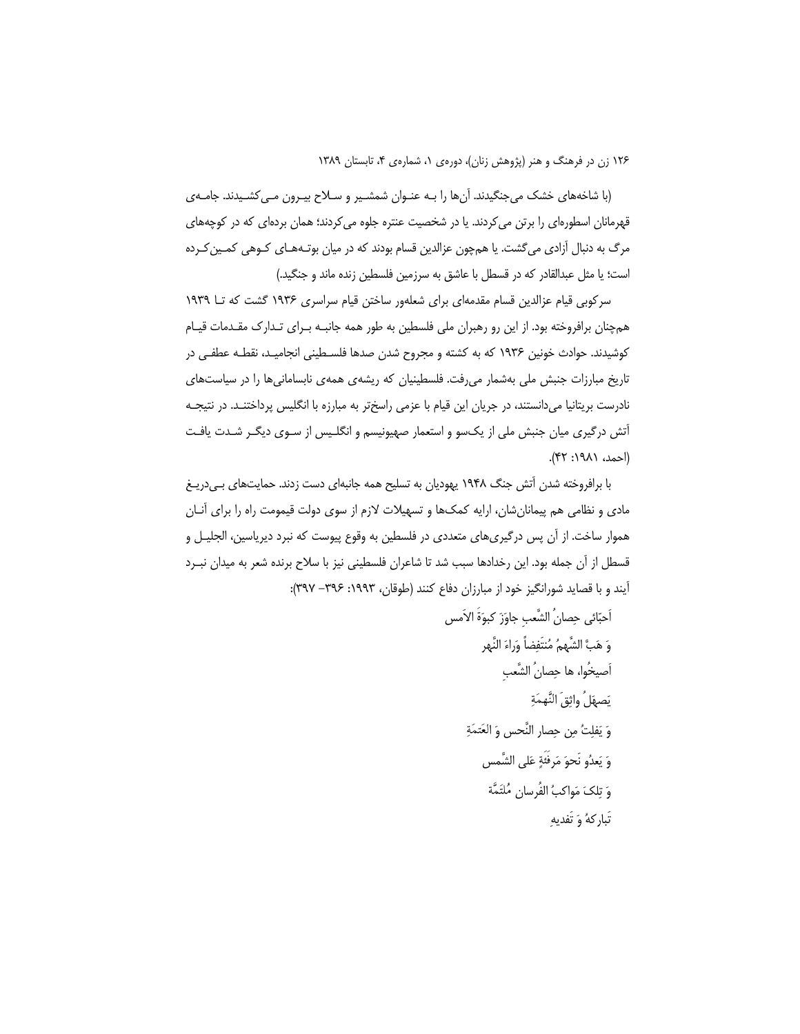(با شاخه‌های خشک می‌جنگیدند. آن‌ها را بـه عنـوان شمشـیر و سـلاح بیـرون مـی‌کشـیدند. جامـه‌ی قهرمانان اسطوره‌ای را برتن می‌کردند. یا در شخصیت عنتره جلوه می‌کردند؛ همان برده‌ای که در کوچه‌های مرگ به دنبال آزادی می‌گشت. یا هم‌چون عزالدین قسام بودند که در میان بوتـه‌هـای کـوهی کمـین‌کـرده است؛ یا مثل عبدالقادر که در قسطل با عاشق به سرزمین فلسطین زنده ماند و جنگید.)

سرکوبی قیام عزالدین قسام مقدمه‌ای برای شعله‌ور ساختن قیام سراسری ۱۹۳۶ گشت که تـا ۱۹۳۹ هم‌چنان برافروخته بود. از این رو رهبران ملی فلسطین به طور همه جانبـه بـرای تـدارک مقـدمات قیـام کوشیدند. حوادث خونین ۱۹۳۶ که به کشته و مجروح شدن صدها فلسـطینی انجامیـد، نقطـه عطفـی در تاریخ مبارزات جنبش ملی به‌شمار می‌رفت. فلسطینیان که ریشه‌ی همه‌ی نابسامانی‌ها را در سیاست‌های نادرست بریتانیا می‌دانستند، در جریان این قیام با عزمی راسخ‌تر به مبارزه با انگلیس پرداختنـد. در نتیجـه آتش درگیری میان جنبش ملی از یک‌سو و استعمار صهیونیسم و انگلـیس از سـوی دیگـر شـدت یافـت (احمد، ۱۹۸۱: ۴۲).

با برافروخته شدن آتش جنگ ۱۹۴۸ یهودیان به تسلیح همه جانبه‌ای دست زدند. حمایت‌های بـی‌دریـغ مادی و نظامی هم پیمانان‌شان، ارایه کمک‌ها و تسهیلات لازم از سوی دولت قیمومت راه را برای آنـان هموار ساخت. از آن پس درگیری‌های متعددی در فلسطین به وقوع پیوست که نبرد دیریاسین، الجلیـل و قسطل از آن جمله بود. این رخدادها سبب شد تا شاعران فلسطینی نیز با سلاح برنده شعر به میدان نبـرد آیند و با قصاید شورانگیز خود از مبارزان دفاع کنند (طوقان، ۱۹۹۳: ۳۹۶– ۳۹۷):

اَحبّائی حِصانُ الشَّعبِ جاوَزَ کبوَةَ الاَمس
وَ هَبَّ الشَّهمُ مُنتَفِضاً وَراءَ النَّهر
اَصیخُوا، ها حِصانُ الشَّعبِ
یَصهَلُ واثِقَ النَّهمَةِ
وَ یَفلِتُ مِن حِصار النَّحس وَ العَتمَةِ
وَ یَعدُو نَحوَ مَرفَئَةٍ عَلی الشَّمس
وَ تِلکَ مَواکبُ الفُرسان مُلتَمَّة
تَبارکهُ وَ تَفدیهِ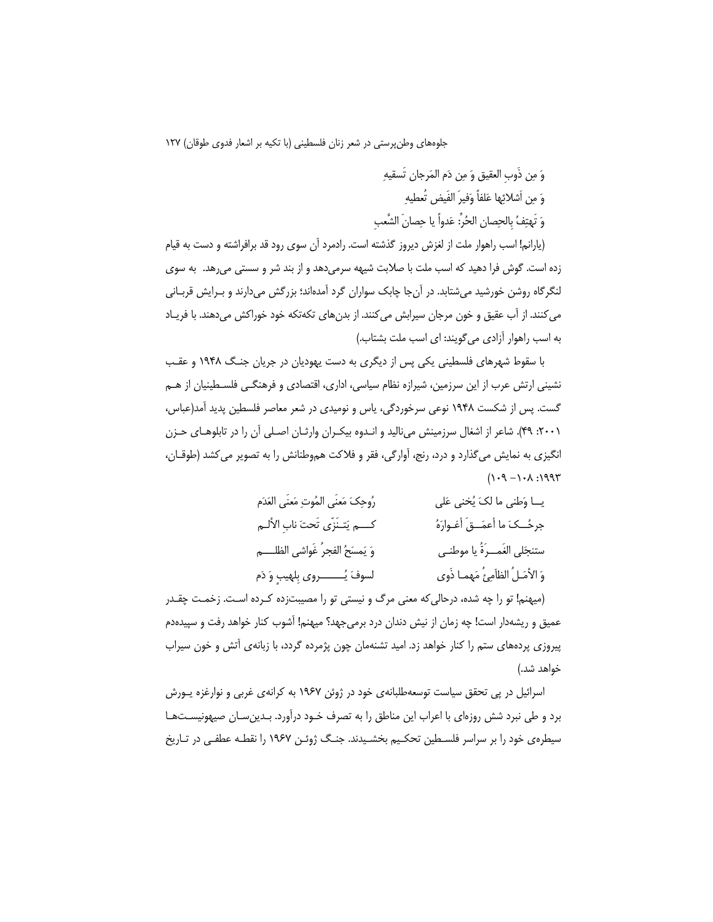وَ مِن ذَوبِ العقیق وَ مِن دَم المَرجان تَسقیهِ

وَ مِن أشلائِها عَلفاً وَفیرَ الفَیض تُعطیهِ

وَ تَهتِفُ بِالحِصان الحُرِّ: عَدواً یا حِصانَ الشَّعبِ

(یارانم! اسب راهوار ملت از لغزش دیروز گذشته است. رادمرد آن سوی رود قد برافراشته و دست به قیام زده است. گوش فرا دهید که اسب ملت با صلابت شیهه سرمی‌دهد و از بند شر و سستی می‌رهد. به سوی لنگرگاه روشن خورشید می‌شتابد. در آن‌جا چابک سواران گرد آمده‌اند؛ بزرگش می‌دارند و بـرایش قربـانی می‌کنند. از آب عقیق و خون مرجان سیرابش می‌کنند. از بدن‌های تکه‌تکه خود خوراکش می‌دهند. با فریـاد به اسب راهوار آزادی می‌گویند: ای اسب ملت بشتاب.)

با سقوط شهرهای فلسطینی یکی پس از دیگری به دست یهودیان در جریان جنـگ ۱۹۴۸ و عقـب نشینی ارتش عرب از این سرزمین، شیرازه نظام سیاسی، اداری، اقتصادی و فرهنگـی فلسـطینیان از هـم گست. پس از شکست ۱۹۴۸ نوعی سرخوردگی، یاس و نومیدی در شعر معاصر فلسطین پدید آمد(عباس، ۲۰۰۱: ۴۹). شاعر از اشغال سرزمینش می‌نالید و انـدوه بیکـران وارثـان اصـلی آن را در تابلوهـای حـزن انگیزی به نمایش می‌گذارد و درد، رنج، آوارگی، فقر و فلاکت هم‌وطنانش را به تصویر می‌کشد (طوقـان، ۱۹۹۳: ۱۰۸– ۱۰۹)

یـــا وَطَنی ما لکَ یُخنی عَلی &nbsp;&nbsp;&nbsp; رُوحِکَ مَعنَی المُوتِ مَعنَی العَدَم

جرحُــکَ ما أعمَــقَ أغـوارَهُ &nbsp;&nbsp;&nbsp; کَـــم یَتـنَزّی تَحتَ نابِ الألـم

ستنجَلی الغَمـــرَةُ یا موطنـی &nbsp;&nbsp;&nbsp; وَ یَمسَحُ الفجرُ غَواشی الظلـــم

وَ الأمَـلُ الظاَمِئُ مَهمـا ذَوی &nbsp;&nbsp;&nbsp; لسوفَ یُـــــــروی بِلهیبٍ وَ دَم

(میهنم! تو را چه شده، درحالی‌که معنی مرگ و نیستی تو را مصیبت‌زده کـرده اسـت. زخمـت چقـدر عمیق و ریشه‌دار است! چه زمان از نیش دندان درد برمی‌جهد؟ میهنم! آشوب کنار خواهد رفت و سپیده‌دم پیروزی پرده‌های ستم را کنار خواهد زد. امید تشنه‌مان چون پژمرده گردد، با زبانه‌ی آتش و خون سیراب خواهد شد.)

اسرائیل در پی تحقق سیاست توسعه‌طلبانه‌ی خود در ژوئن ۱۹۶۷ به کرانه‌ی غربی و نوارغزه یـورش برد و طی نبرد شش روزه‌ای با اعراب این مناطق را به تصرف خـود درآورد. بـدین‌سـان صیهونیسـت‌هـا سیطره‌ی خود را بر سراسر فلسـطین تحکـیم بخشـیدند. جنـگ ژوئـن ۱۹۶۷ را نقطـه عطفـی در تـاریخ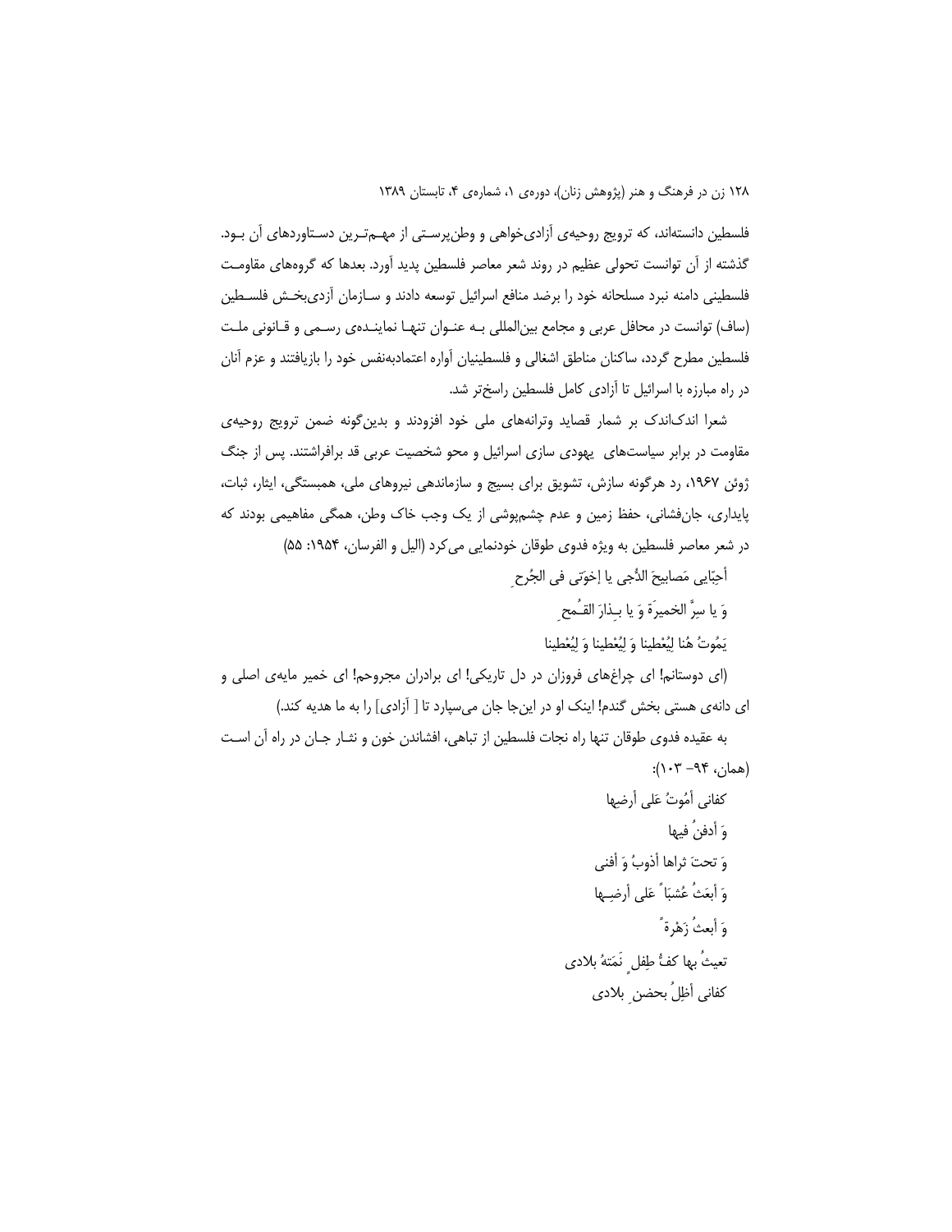فلسطین دانسته‌اند، که ترویج روحیه‌ی آزادی‌خواهی و وطن‌پرستی از مهم‌ترین دستاوردهای آن بود. گذشته از آن توانست تحولی عظیم در روند شعر معاصر فلسطین پدید آورد. بعدها که گروه‌های مقاومت فلسطینی دامنه نبرد مسلحانه خود را برضد منافع اسرائیل توسعه دادند و سازمان آزدی‌بخش فلسطین (ساف) توانست در محافل عربی و مجامع بین‌المللی به عنوان تنها نماینده‌ی رسمی و قانونی ملت فلسطین مطرح گردد، ساکنان مناطق اشغالی و فلسطینیان آواره اعتمادبه‌نفس خود را بازیافتند و عزم آنان در راه مبارزه با اسرائیل تا آزادی کامل فلسطین راسخ‌تر شد.

شعرا اندک‌اندک بر شمار قصاید وترانه‌های ملی خود افزودند و بدین‌گونه ضمن ترویج روحیه‌ی مقاومت در برابر سیاست‌های یهودی سازی اسرائیل و محو شخصیت عربی قد برافراشتند. پس از جنگ ژوئن ۱۹۶۷، رد هرگونه سازش، تشویق برای بسیج و سازماندهی نیروهای ملی، همبستگی، ایثار، ثبات، پایداری، جان‌فشانی، حفظ زمین و عدم چشم‌پوشی از یک وجب خاک وطن، همگی مفاهیمی بودند که در شعر معاصر فلسطین به ویژه فدوی طوقان خودنمایی می‌کرد (الیل و الفرسان، ۱۹۵۴: ۵۵)

أحِبّایی مَصابیحَ الدُّجی یا إخوَتی فی الجُرحِ
وَ یا سِرَّ الخمیرَةِ وَ یا بِـذارَ القَـمحِ
یَمُوتُ هُنا لِیُعْطِینا وَ لِیُعْطِینا وَ لِیُعْطِینا

(ای دوستانم! ای چراغ‌های فروزان در دل تاریکی! ای برادران مجروحم! ای خمیر مایه‌ی اصلی و ای دانه‌ی هستی بخش گندم! اینک او در این‌جا جان می‌سپارد تا [ آزادی] را به ما هدیه کند.)

به عقیده فدوی طوقان تنها راه نجات فلسطین از تباهی، افشاندن خون و نثار جان در راه آن است (همان، ۹۴– ۱۰۳):

کفانی أمُوتُ عَلی أرضِها
وَ أدفنُ فیها
وَ تحتَ ثراها أذوبُ وَ أفنی
وَ أبعَثُ عُشبَاً عَلی أرضِـها
وَ أبعثُ زَهْرةً
تعیثُ بها کفُّ طِفلٍ نَمَتهُ بلادی
کفانی أظِلُ بحضنِ بلادی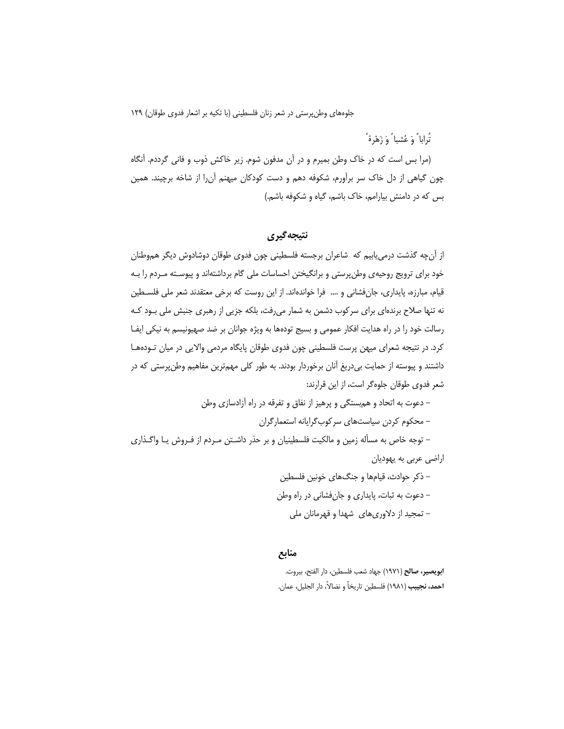تُراباً وَ عُشباً وَ زَهْرةً

(مرا بس است که در خاک وطن بمیرم و در آن مدفون شوم. زیر خاکش ذوب و فانی گردم. آنگاه چون گیاهی از دل خاک سر برآورم، شکوفه دهم و دست کودکان میهنم آن‌را از شاخه برچیند. همین بس که در دامنش بیارامم، خاک باشم، گیاه و شکوفه باشم.)

## نتیجه‌گیری

از آن‌چه گذشت درمی‌یابیم که شاعران برجسته فلسطینی چون فدوی طوقان دوشادوش دیگر هم‌وطنان خود برای ترویج روحیه‌ی وطن‌پرستی و برانگیختن احساسات ملی گام برداشته‌اند و پیوسته مردم را به قیام، مبارزه، پایداری، جان‌فشانی و .... فرا خوانده‌اند. از این روست که برخی معتقدند شعر ملی فلسطین نه تنها صلاح برنده‌ای برای سرکوب دشمن به شمار می‌رفت، بلکه جزیی از رهبری جنبش ملی بود که رسالت خود را در راه هدایت افکار عمومی و بسیج توده‌ها به ویژه جوانان بر ضد صهیونیسم به نیکی ایفا کرد. در نتیجه شعرای میهن پرست فلسطینی چون فدوی طوقان پایگاه مردمی والایی در میان توده‌ها داشتند و پیوسته از حمایت بی‌دریغ آنان برخوردار بودند. به طور کلی مهم‌ترین مفاهیم وطن‌پرستی که در شعر فدوی طوقان جلوه‌گر است، از این قرارند:

- دعوت به اتحاد و هم‌بستگی و پرهیز از نفاق و تفرقه در راه آزادسازی وطن
- محکوم کردن سیاست‌های سرکوب‌گرایانه استعمارگران
- توجه خاص به مسأله زمین و مالکیت فلسطینیان و بر حذر داشتن مردم از فروش یا واگذاری اراضی عربی به یهودیان
- ذکر حوادث، قیام‌ها و جنگ‌های خونین فلسطین
- دعوت به ثبات، پایداری و جان‌فشانی در راه وطن
- تمجید از دلاوری‌های شهدا و قهرمانان ملی

## منابع

**ابوبصیر، صالح** (۱۹۷۱) جهاد شعب فلسطین، دار الفتح، بیروت.

**احمد، نجیب** (۱۹۸۱) فلسطین تاریخاً و نضالاً، دار الجلیل، عمان.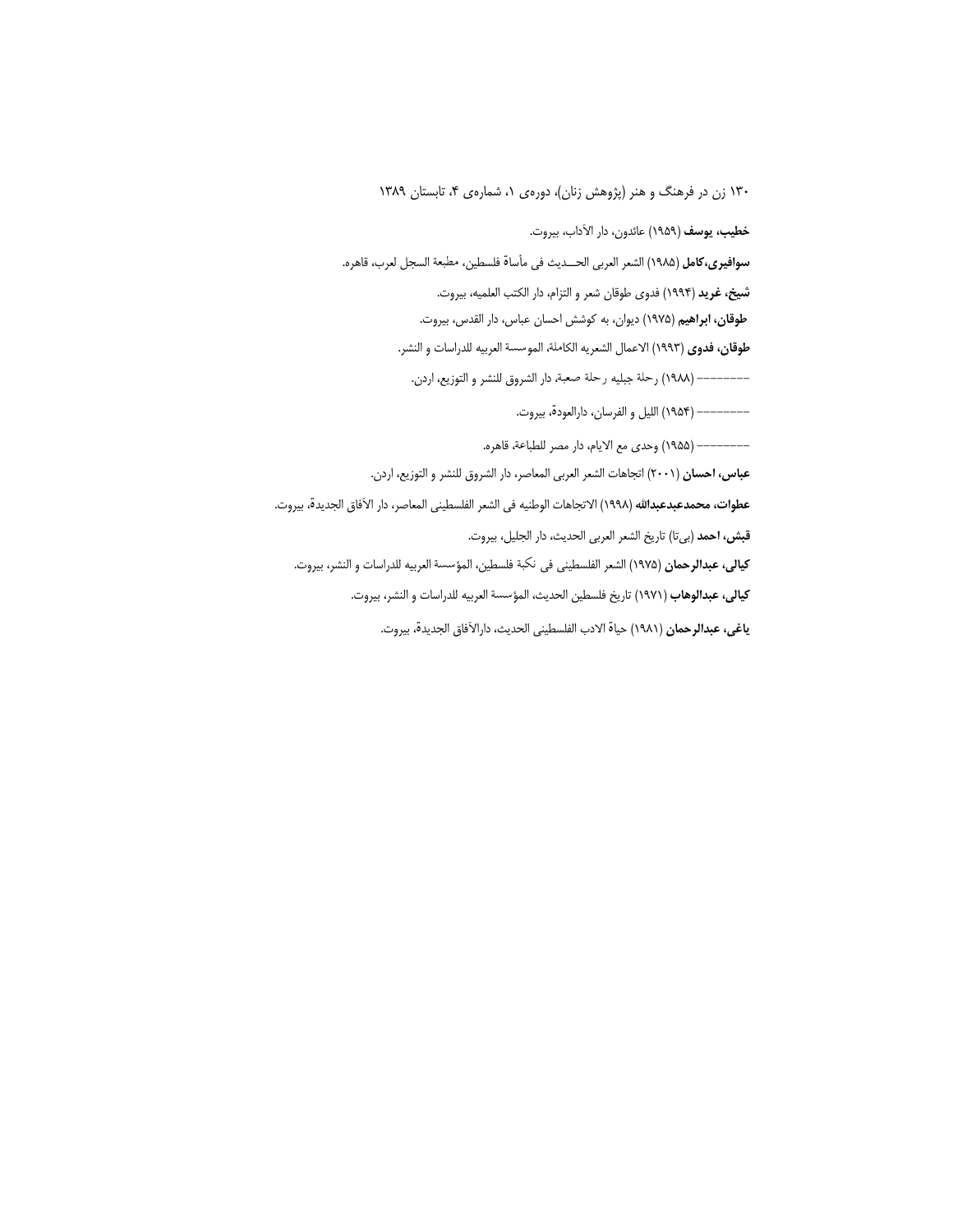**خطیب، یوسف** (۱۹۵۹) عائدون، دار الآداب، بیروت.

**سوافیری،کامل** (۱۹۸۵) الشعر العربی الحـــدیث فی مأساة فلسطین، مطبعة السجل لعرب، قاهره.

**شیخ، غرید** (۱۹۹۴) فدوی طوقان شعر و التزام، دار الکتب العلمیه، بیروت.

**طوقان، ابراهیم** (۱۹۷۵) دیوان، به کوشش احسان عباس، دار القدس، بیروت.

**طوقان، فدوی** (۱۹۹۳) الاعمال الشعریه الکاملة، الموسسة العربیه للدراسات و النشر.

--------- (۱۹۸۸) رحلة جبلیه رحلة صعبة، دار الشروق للنشر و التوزیع، اردن.

--------- (۱۹۵۴) اللیل و الفرسان، دارالعودة، بیروت.

--------- (۱۹۵۵) وحدی مع الایام، دار مصر للطباعة، قاهره.

**عباس، احسان** (۲۰۰۱) اتجاهات الشعر العربی المعاصر، دار الشروق للنشر و التوزیع، اردن.

**عطوات، محمدعبدعبدالله** (۱۹۹۸) الاتجاهات الوطنیه فی الشعر الفلسطینی المعاصر، دار الآفاق الجدیدة، بیروت.

**قبش، احمد** (بی‌تا) تاریخ الشعر العربی الحدیث، دار الجلیل، بیروت.

**کیالی، عبدالرحمان** (۱۹۷۵) الشعر الفلسطینی فی نکبة فلسطین، المؤسسة العربیه للدراسات و النشر، بیروت.

**کیالی، عبدالوهاب** (۱۹۷۱) تاریخ فلسطین الحدیث، المؤسسة العربیه للدراسات و النشر، بیروت.

**یاغی، عبدالرحمان** (۱۹۸۱) حیاة الادب الفلسطینی الحدیث، دارالآفاق الجدیدة، بیروت.